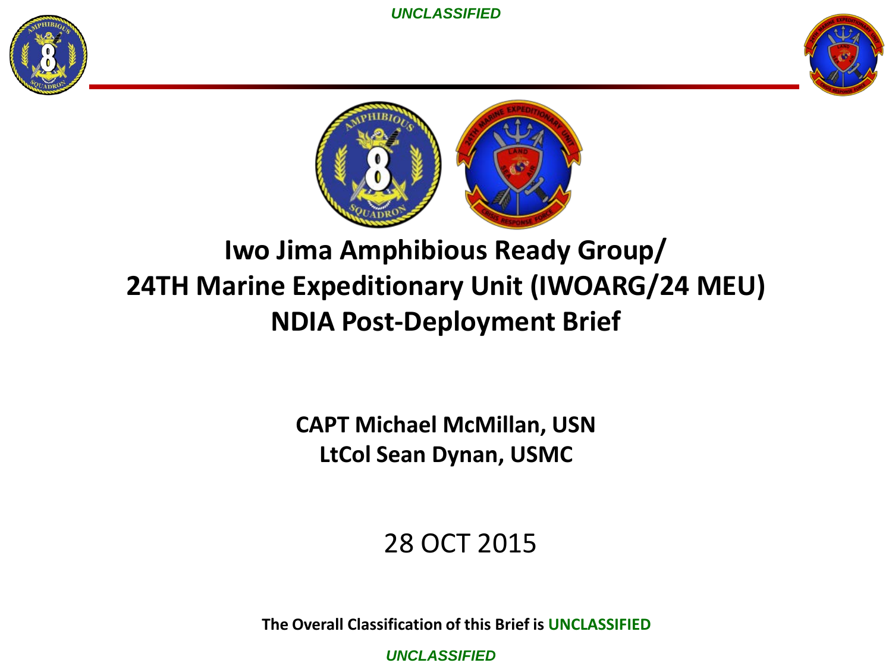# Iwo Jima Amphibious Ready Group/ 24TH Marine Expeditionary Unit (IWOARG/24 MEU) NDIA Post-Deployment Brief

**CAPT Michael McMillan, USN**
**LtCol Sean Dynan, USMC**

28 OCT 2015

**The Overall Classification of this Brief is UNCLASSIFIED**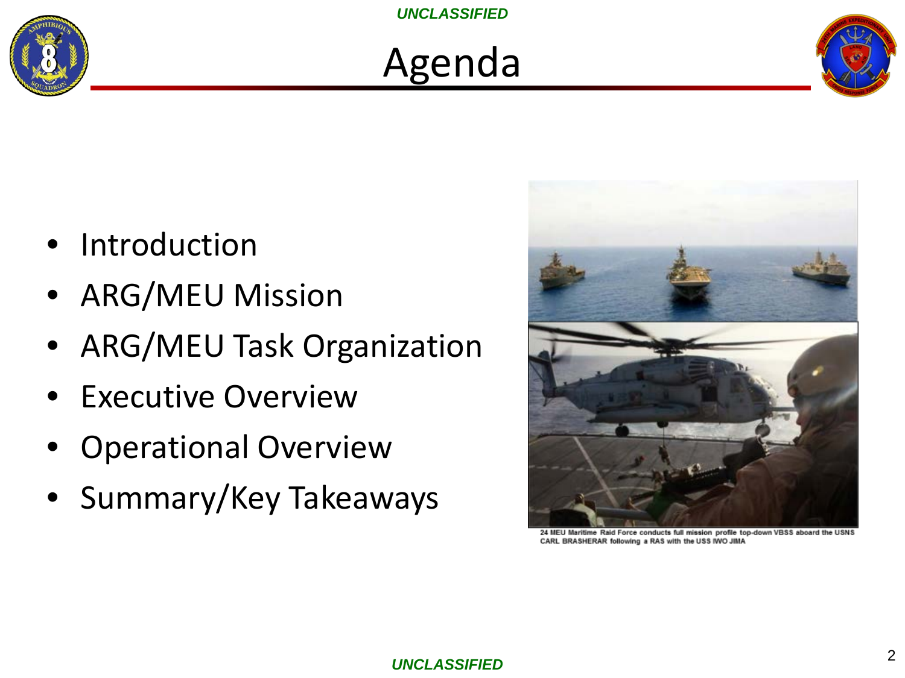# Agenda

- Introduction
- ARG/MEU Mission
- ARG/MEU Task Organization
- Executive Overview
- Operational Overview
- Summary/Key Takeaways

24 MEU Maritime Raid Force conducts full mission profile top-down VBSS aboard the USNS CARL BRASHERAR following a RAS with the USS IWO JIMA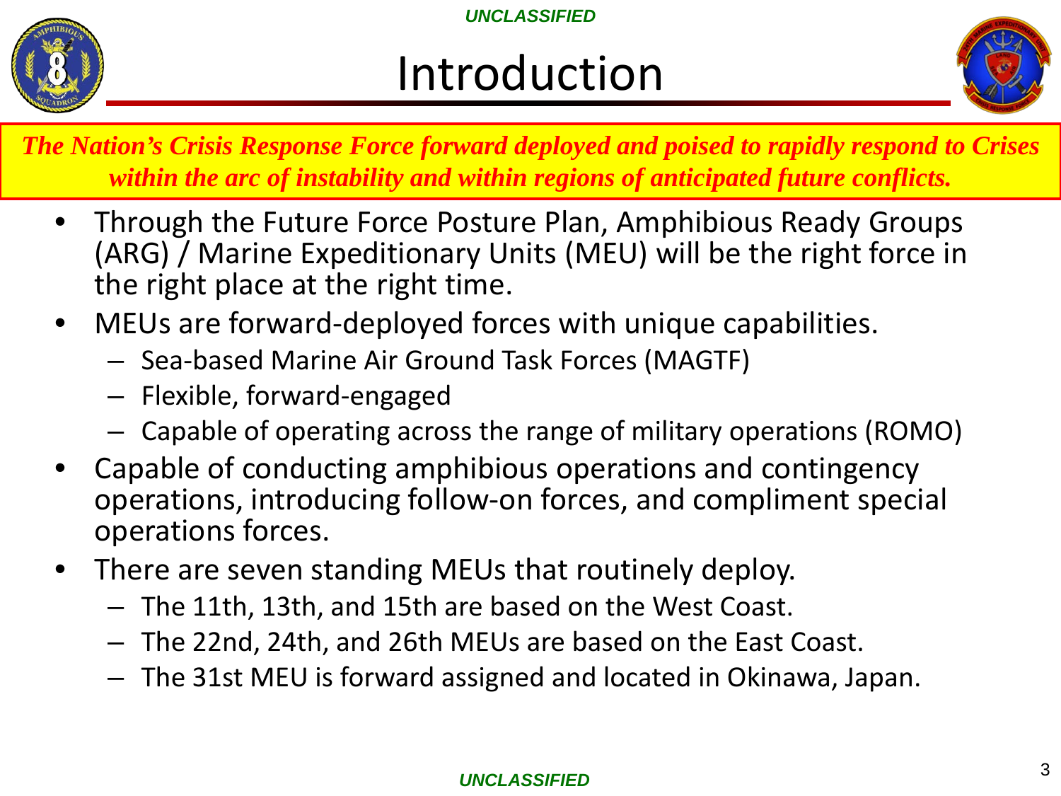# Introduction

***The Nation's Crisis Response Force forward deployed and poised to rapidly respond to Crises within the arc of instability and within regions of anticipated future conflicts.***

- Through the Future Force Posture Plan, Amphibious Ready Groups (ARG) / Marine Expeditionary Units (MEU) will be the right force in the right place at the right time.
- MEUs are forward-deployed forces with unique capabilities.
  - Sea-based Marine Air Ground Task Forces (MAGTF)
  - Flexible, forward-engaged
  - Capable of operating across the range of military operations (ROMO)
- Capable of conducting amphibious operations and contingency operations, introducing follow-on forces, and compliment special operations forces.
- There are seven standing MEUs that routinely deploy.
  - The 11th, 13th, and 15th are based on the West Coast.
  - The 22nd, 24th, and 26th MEUs are based on the East Coast.
  - The 31st MEU is forward assigned and located in Okinawa, Japan.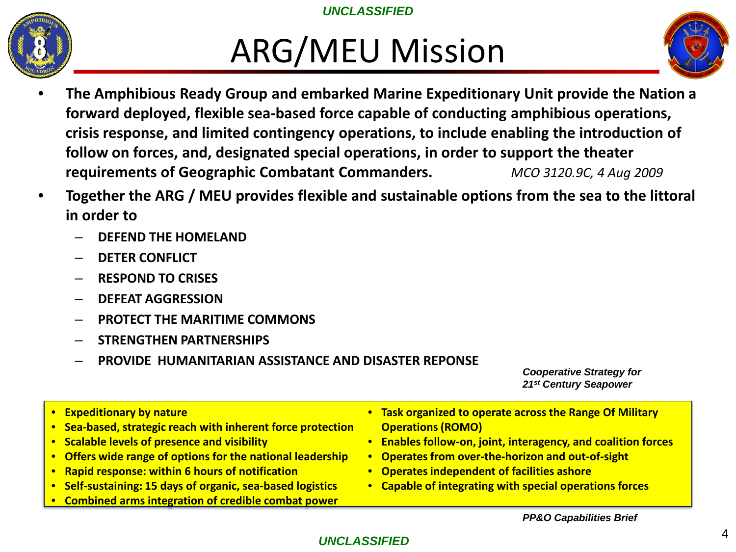# ARG/MEU Mission

- **The Amphibious Ready Group and embarked Marine Expeditionary Unit provide the Nation a forward deployed, flexible sea-based force capable of conducting amphibious operations, crisis response, and limited contingency operations, to include enabling the introduction of follow on forces, and, designated special operations, in order to support the theater requirements of Geographic Combatant Commanders.** *MCO 3120.9C, 4 Aug 2009*
- **Together the ARG / MEU provides flexible and sustainable options from the sea to the littoral in order to**
  - **DEFEND THE HOMELAND**
  - **DETER CONFLICT**
  - **RESPOND TO CRISES**
  - **DEFEAT AGGRESSION**
  - **PROTECT THE MARITIME COMMONS**
  - **STRENGTHEN PARTNERSHIPS**
  - **PROVIDE HUMANITARIAN ASSISTANCE AND DISASTER REPONSE**

***Cooperative Strategy for 21st Century Seapower***

- **Expeditionary by nature**
- **Sea-based, strategic reach with inherent force protection**
- **Scalable levels of presence and visibility**
- **Offers wide range of options for the national leadership**
- **Rapid response: within 6 hours of notification**
- **Self-sustaining: 15 days of organic, sea-based logistics**
- **Combined arms integration of credible combat power**
- **Task organized to operate across the Range Of Military Operations (ROMO)**
- **Enables follow-on, joint, interagency, and coalition forces**
- **Operates from over-the-horizon and out-of-sight**
- **Operates independent of facilities ashore**
- **Capable of integrating with special operations forces**

***PP&O Capabilities Brief***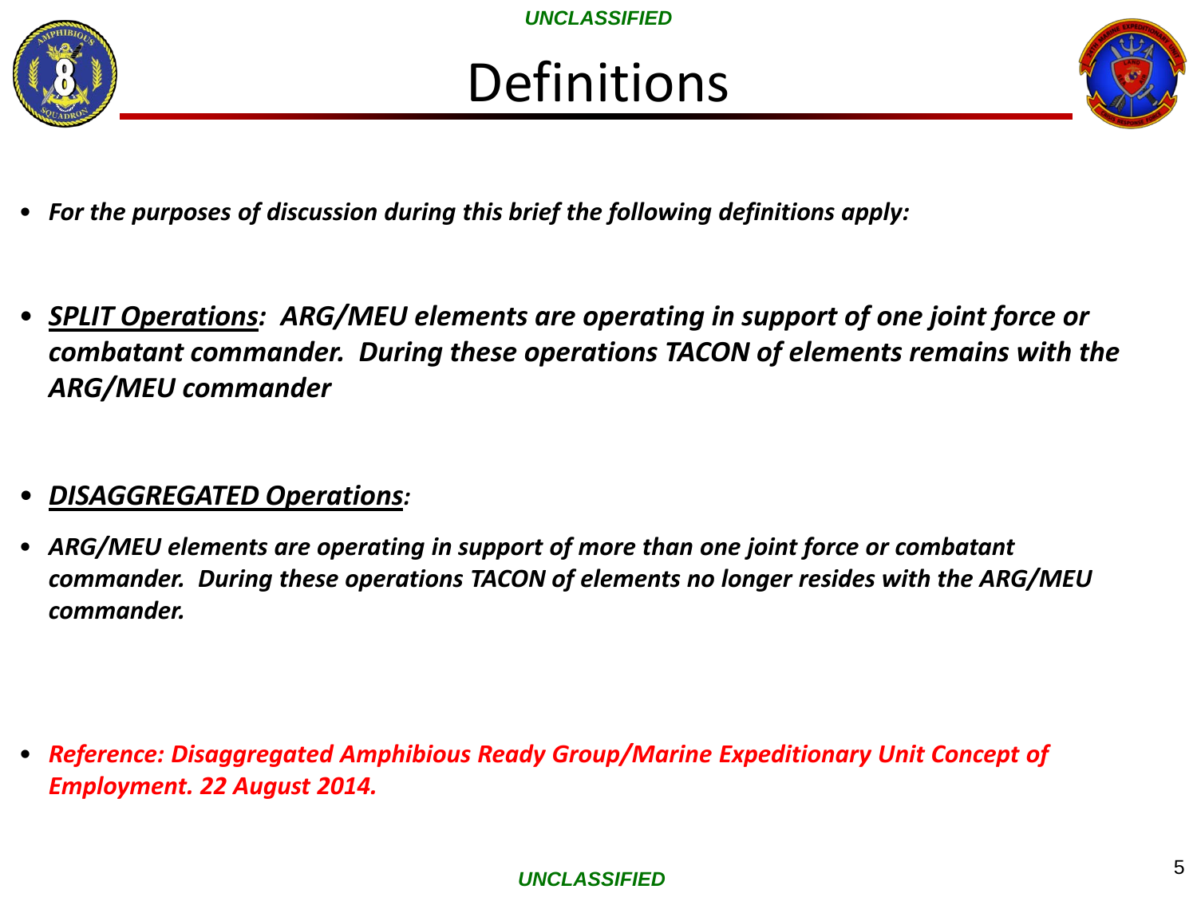# Definitions

- ***For the purposes of discussion during this brief the following definitions apply:***

- ***<u>SPLIT Operations</u>: ARG/MEU elements are operating in support of one joint force or combatant commander. During these operations TACON of elements remains with the ARG/MEU commander***

- ***<u>DISAGGREGATED Operations</u>:***

- ***ARG/MEU elements are operating in support of more than one joint force or combatant commander. During these operations TACON of elements no longer resides with the ARG/MEU commander.***

- ***Reference: Disaggregated Amphibious Ready Group/Marine Expeditionary Unit Concept of Employment. 22 August 2014.***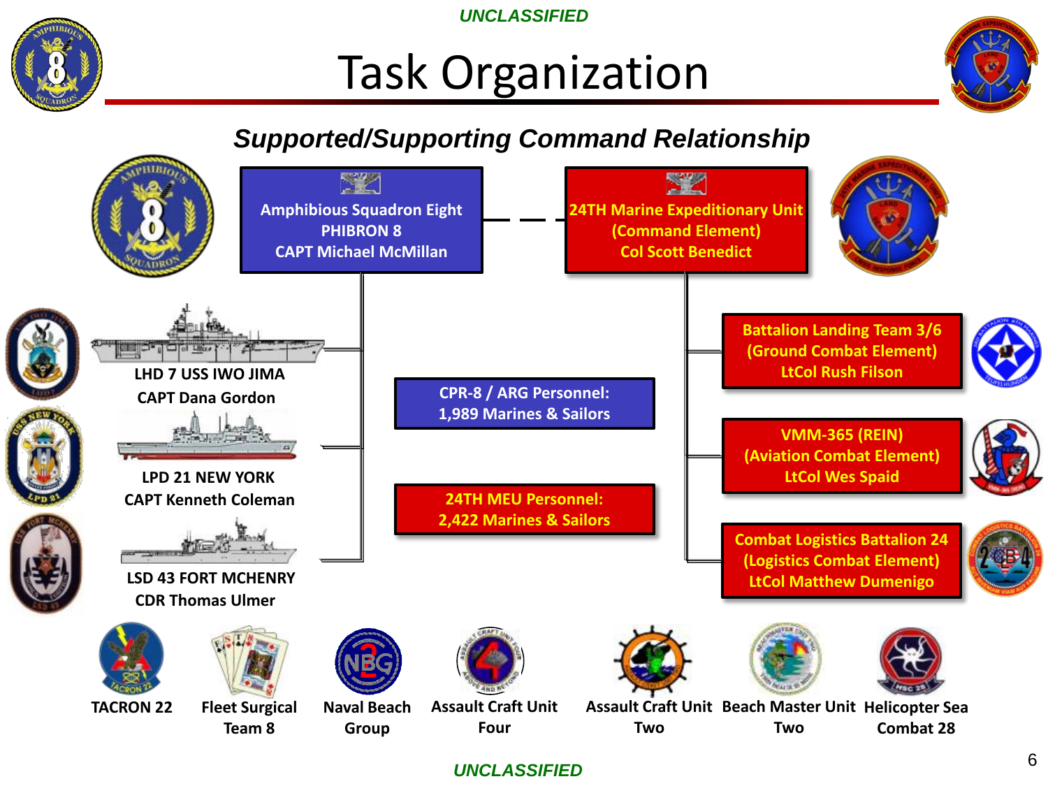UNCLASSIFIED

# Task Organization

## *Supported/Supporting Command Relationship*

**Amphibious Squadron Eight**
**PHIBRON 8**
**CAPT Michael McMillan**

**24TH Marine Expeditionary Unit**
**(Command Element)**
**Col Scott Benedict**

**LHD 7 USS IWO JIMA**
**CAPT Dana Gordon**

**LPD 21 NEW YORK**
**CAPT Kenneth Coleman**

**LSD 43 FORT MCHENRY**
**CDR Thomas Ulmer**

**CPR-8 / ARG Personnel:**
**1,989 Marines & Sailors**

**24TH MEU Personnel:**
**2,422 Marines & Sailors**

**Battalion Landing Team 3/6**
**(Ground Combat Element)**
**LtCol Rush Filson**

**VMM-365 (REIN)**
**(Aviation Combat Element)**
**LtCol Wes Spaid**

**Combat Logistics Battalion 24**
**(Logistics Combat Element)**
**LtCol Matthew Dumenigo**

**TACRON 22** | **Fleet Surgical Team 8** | **Naval Beach Group** | **Assault Craft Unit Four** | **Assault Craft Unit Two** | **Beach Master Unit Two** | **Helicopter Sea Combat 28**

UNCLASSIFIED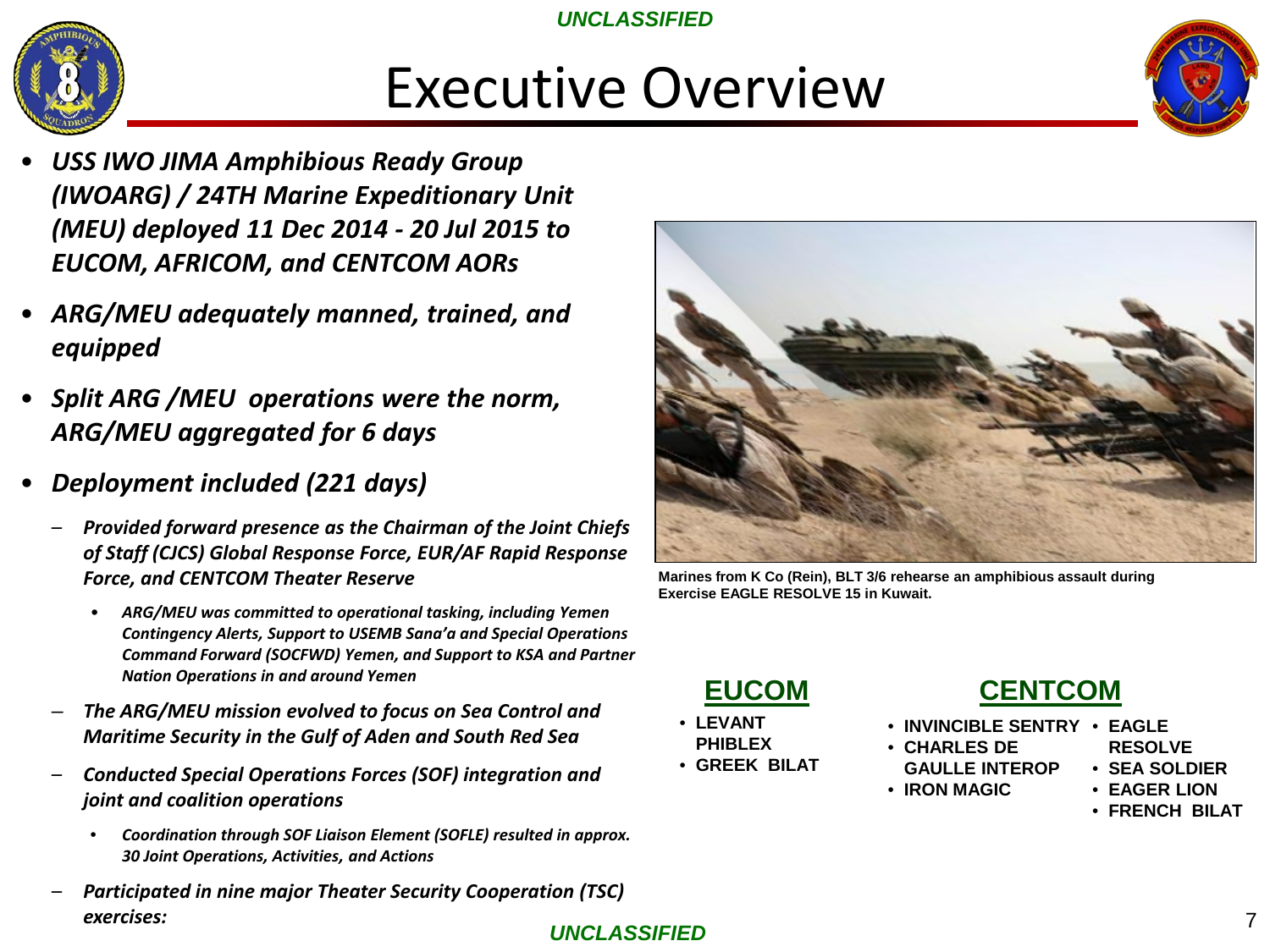# Executive Overview

- ***USS IWO JIMA Amphibious Ready Group (IWOARG) / 24TH Marine Expeditionary Unit (MEU) deployed 11 Dec 2014 - 20 Jul 2015 to EUCOM, AFRICOM, and CENTCOM AORs***
- ***ARG/MEU adequately manned, trained, and equipped***
- ***Split ARG /MEU operations were the norm, ARG/MEU aggregated for 6 days***
- ***Deployment included (221 days)***
  - ***Provided forward presence as the Chairman of the Joint Chiefs of Staff (CJCS) Global Response Force, EUR/AF Rapid Response Force, and CENTCOM Theater Reserve***
    - ***ARG/MEU was committed to operational tasking, including Yemen Contingency Alerts, Support to USEMB Sana'a and Special Operations Command Forward (SOCFWD) Yemen, and Support to KSA and Partner Nation Operations in and around Yemen***
  - ***The ARG/MEU mission evolved to focus on Sea Control and Maritime Security in the Gulf of Aden and South Red Sea***
  - ***Conducted Special Operations Forces (SOF) integration and joint and coalition operations***
    - ***Coordination through SOF Liaison Element (SOFLE) resulted in approx. 30 Joint Operations, Activities, and Actions***
  - ***Participated in nine major Theater Security Cooperation (TSC) exercises:***

**Marines from K Co (Rein), BLT 3/6 rehearse an amphibious assault during Exercise EAGLE RESOLVE 15 in Kuwait.**

## EUCOM

- **LEVANT PHIBLEX**
- **GREEK BILAT**

## CENTCOM

- **INVINCIBLE SENTRY**
- **CHARLES DE GAULLE INTEROP**
- **IRON MAGIC**
- **EAGLE RESOLVE**
- **SEA SOLDIER**
- **EAGER LION**
- **FRENCH BILAT**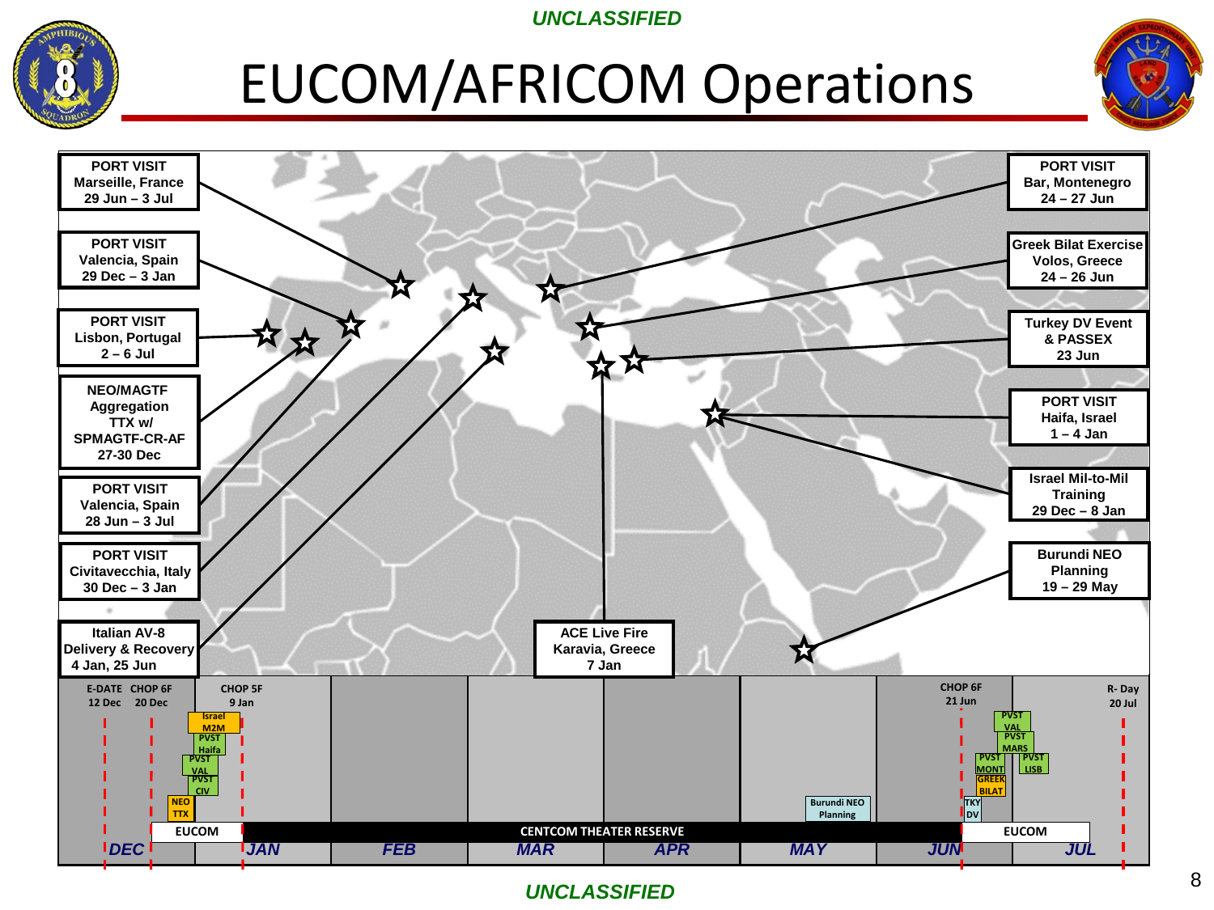UNCLASSIFIED

# EUCOM/AFRICOM Operations

**PORT VISIT**
Marseille, France
29 Jun – 3 Jul

**PORT VISIT**
Valencia, Spain
29 Dec – 3 Jan

**PORT VISIT**
Lisbon, Portugal
2 – 6 Jul

**NEO/MAGTF Aggregation TTX w/ SPMAGTF-CR-AF**
27-30 Dec

**PORT VISIT**
Valencia, Spain
28 Jun – 3 Jul

**PORT VISIT**
Civitavecchia, Italy
30 Dec – 3 Jan

**Italian AV-8 Delivery & Recovery**
4 Jan, 25 Jun

**ACE Live Fire**
Karavia, Greece
7 Jan

**PORT VISIT**
Bar, Montenegro
24 – 27 Jun

**Greek Bilat Exercise**
Volos, Greece
24 – 26 Jun

**Turkey DV Event & PASSEX**
23 Jun

**PORT VISIT**
Haifa, Israel
1 – 4 Jan

**Israel Mil-to-Mil Training**
29 Dec – 8 Jan

**Burundi NEO Planning**
19 – 29 May

**Timeline:**

- E-DATE 12 Dec
- CHOP 6F 20 Dec
- CHOP 5F 9 Jan
- CHOP 6F 21 Jun
- R- Day 20 Jul

Events (Dec–Jan): NEO TTX, PVST CIV, PVST VAL, PVST Haifa, Israel M2M

Events (May): Burundi NEO Planning

Events (Jun–Jul): TKY DV, GREEK BILAT, PVST MONT, PVST MARS, PVST VAL, PVST LISB

| DEC | JAN | FEB | MAR | APR | MAY | JUN | JUL |
|---|---|---|---|---|---|---|---|
| EUCOM | CENTCOM THEATER RESERVE | | | | | | EUCOM |

UNCLASSIFIED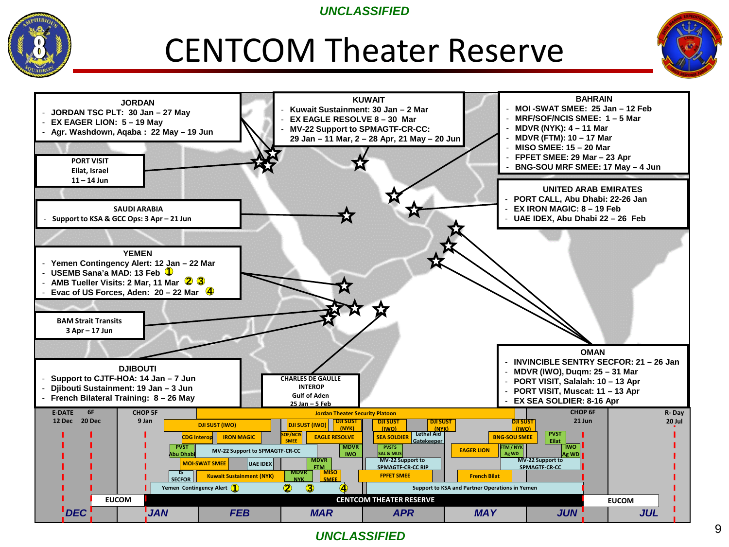# CENTCOM Theater Reserve

**JORDAN**
- JORDAN TSC PLT: 30 Jan – 27 May
- EX EAGER LION: 5 – 19 May
- Agr. Washdown, Aqaba : 22 May – 19 Jun

**KUWAIT**
- Kuwait Sustainment: 30 Jan – 2 Mar
- EX EAGLE RESOLVE 8 – 30 Mar
- MV-22 Support to SPMAGTF-CR-CC: 29 Jan – 11 Mar, 2 – 28 Apr, 21 May – 20 Jun

**BAHRAIN**
- MOI -SWAT SMEE: 25 Jan – 12 Feb
- MRF/SOF/NCIS SMEE: 1 – 5 Mar
- MDVR (NYK): 4 – 11 Mar
- MDVR (FTM): 10 – 17 Mar
- MISO SMEE: 15 – 20 Mar
- FPFET SMEE: 29 Mar – 23 Apr
- BNG-SOU MRF SMEE: 17 May – 4 Jun

**PORT VISIT**
Eilat, Israel
11 – 14 Jun

**UNITED ARAB EMIRATES**
- PORT CALL, Abu Dhabi: 22-26 Jan
- EX IRON MAGIC: 8 – 19 Feb
- UAE IDEX, Abu Dhabi 22 – 26 Feb

**SAUDI ARABIA**
- Support to KSA & GCC Ops: 3 Apr – 21 Jun

**YEMEN**
- Yemen Contingency Alert: 12 Jan – 22 Mar
- USEMB Sana'a MAD: 13 Feb (1)
- AMB Tueller Visits: 2 Mar, 11 Mar (2) (3)
- Evac of US Forces, Aden: 20 – 22 Mar (4)

**BAM Strait Transits**
3 Apr – 17 Jun

**DJIBOUTI**
- Support to CJTF-HOA: 14 Jan – 7 Jun
- Djibouti Sustainment: 19 Jan – 3 Jun
- French Bilateral Training: 8 – 26 May

**CHARLES DE GAULLE INTEROP**
Gulf of Aden
25 Jan – 5 Feb

**OMAN**
- INVINCIBLE SENTRY SECFOR: 21 – 26 Jan
- MDVR (IWO), Duqm: 25 – 31 Mar
- PORT VISIT, Salalah: 10 – 13 Apr
- PORT VISIT, Muscat: 11 – 13 Apr
- EX SEA SOLDIER: 8-16 Apr

**Timeline**

Milestones: E-DATE 12 Dec; 6F 20 Dec; CHOP 5F 9 Jan; CHOP 6F 21 Jun; R-Day 20 Jul

Events: Jordan Theater Security Platoon; DJI SUST (IWO); DJI SUST (IWO); DJI SUST (NYK); DJI SUST (IWO); DJI SUST (NYK); DJI SUST (IWO); CDG Interop; IRON MAGIC; SOF/NCIS SMEE; EAGLE RESOLVE; SEA SOLDIER; Lethal Aid Gatekeeper; BNG-SOU SMEE; PVST Eilat; PVST Abu Dhabi; MV-22 Support to SPMAGTF-CR-CC; MDVR IWO; PVSTS SAL & MUS; EAGER LION; FTM / NYK Ag WD; IWO Ag WD; MOI-SWAT SMEE; UAE IDEX; MDVR FTM; MV-22 Support to SPMAGTF-CC RIP; MV-22 Support to SPMAGTF-CC; IS SECFOR; Kuwait Sustainment (NYK); MDVR NYK; MISO SMEE; FPFET SMEE; French Bilat; Yemen Contingency Alert (1) (2) (3) (4); Support to KSA and Partner Operations in Yemen

EUCOM | CENTCOM THEATER RESERVE | EUCOM

DEC | JAN | FEB | MAR | APR | MAY | JUN | JUL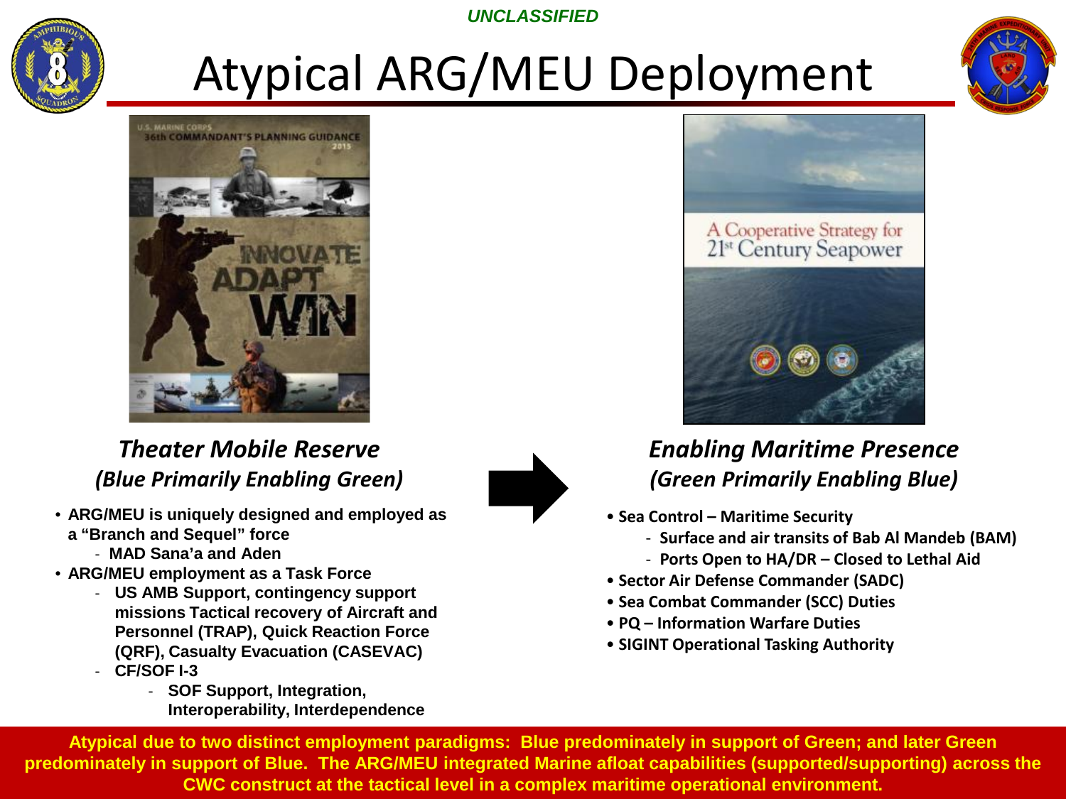UNCLASSIFIED

# Atypical ARG/MEU Deployment

### *Theater Mobile Reserve (Blue Primarily Enabling Green)*

- **ARG/MEU is uniquely designed and employed as a "Branch and Sequel" force**
  - **MAD Sana'a and Aden**
- **ARG/MEU employment as a Task Force**
  - **US AMB Support, contingency support missions Tactical recovery of Aircraft and Personnel (TRAP), Quick Reaction Force (QRF), Casualty Evacuation (CASEVAC)**
  - **CF/SOF I-3**
    - **SOF Support, Integration, Interoperability, Interdependence**

### *Enabling Maritime Presence (Green Primarily Enabling Blue)*

- **Sea Control – Maritime Security**
  - **Surface and air transits of Bab Al Mandeb (BAM)**
  - **Ports Open to HA/DR – Closed to Lethal Aid**
- **Sector Air Defense Commander (SADC)**
- **Sea Combat Commander (SCC) Duties**
- **PQ – Information Warfare Duties**
- **SIGINT Operational Tasking Authority**

**Atypical due to two distinct employment paradigms: Blue predominately in support of Green; and later Green predominately in support of Blue. The ARG/MEU integrated Marine afloat capabilities (supported/supporting) across the CWC construct at the tactical level in a complex maritime operational environment.**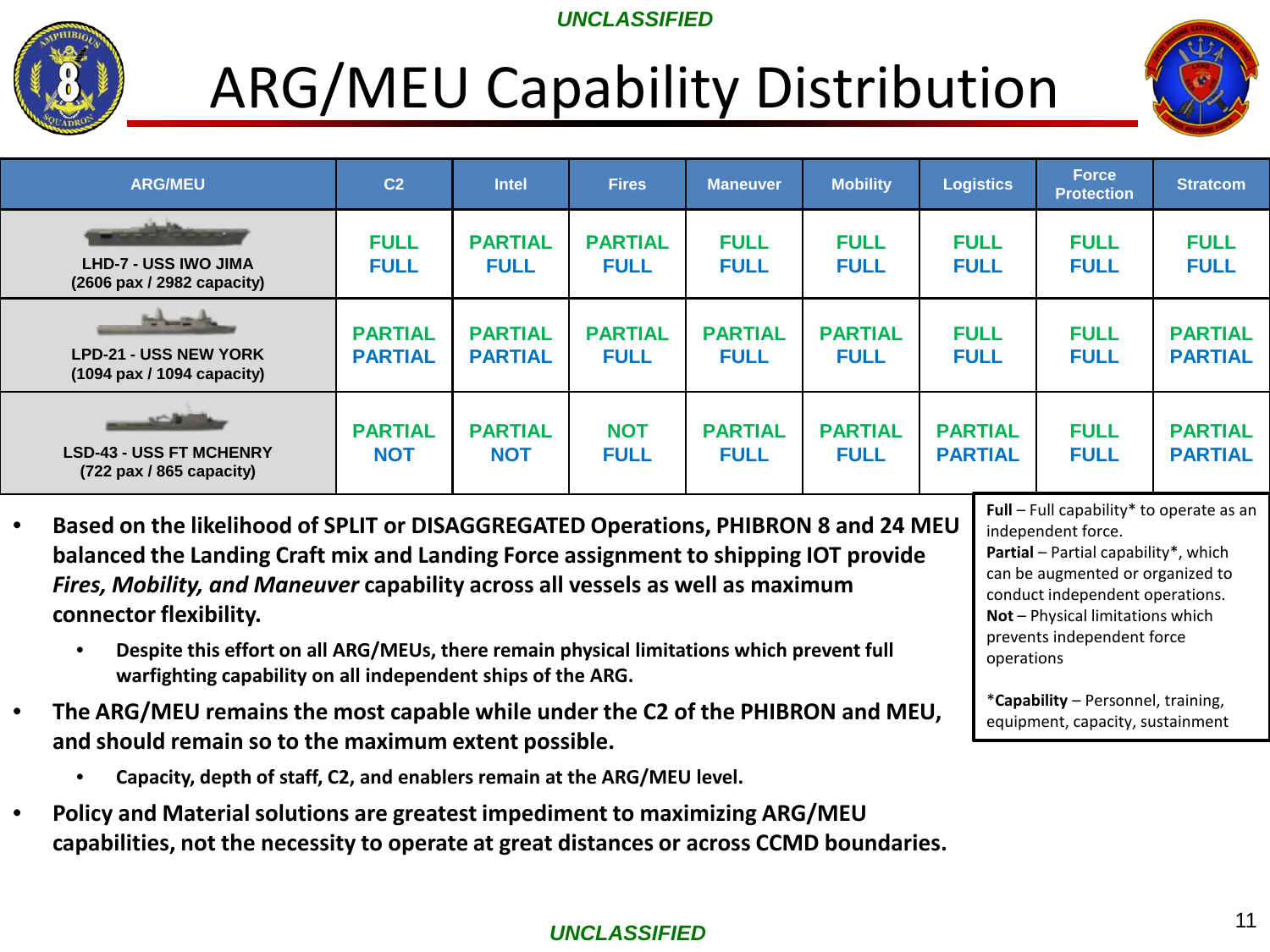UNCLASSIFIED

# ARG/MEU Capability Distribution

| ARG/MEU | C2 | Intel | Fires | Maneuver | Mobility | Logistics | Force Protection | Stratcom |
|---|---|---|---|---|---|---|---|---|
| LHD-7 - USS IWO JIMA (2606 pax / 2982 capacity) | FULL FULL | PARTIAL FULL | PARTIAL FULL | FULL FULL | FULL FULL | FULL FULL | FULL FULL | FULL FULL |
| LPD-21 - USS NEW YORK (1094 pax / 1094 capacity) | PARTIAL PARTIAL | PARTIAL PARTIAL | PARTIAL FULL | PARTIAL FULL | PARTIAL FULL | FULL FULL | FULL FULL | PARTIAL PARTIAL |
| LSD-43 - USS FT MCHENRY (722 pax / 865 capacity) | PARTIAL NOT | PARTIAL NOT | NOT FULL | PARTIAL FULL | PARTIAL FULL | PARTIAL PARTIAL | FULL FULL | PARTIAL PARTIAL |

**Full** – Full capability* to operate as an independent force.
**Partial** – Partial capability*, which can be augmented or organized to conduct independent operations.
**Not** – Physical limitations which prevents independent force operations

***Capability** – Personnel, training, equipment, capacity, sustainment

- **Based on the likelihood of SPLIT or DISAGGREGATED Operations, PHIBRON 8 and 24 MEU balanced the Landing Craft mix and Landing Force assignment to shipping IOT provide *Fires, Mobility, and Maneuver* capability across all vessels as well as maximum connector flexibility.**
  - **Despite this effort on all ARG/MEUs, there remain physical limitations which prevent full warfighting capability on all independent ships of the ARG.**
- **The ARG/MEU remains the most capable while under the C2 of the PHIBRON and MEU, and should remain so to the maximum extent possible.**
  - **Capacity, depth of staff, C2, and enablers remain at the ARG/MEU level.**
- **Policy and Material solutions are greatest impediment to maximizing ARG/MEU capabilities, not the necessity to operate at great distances or across CCMD boundaries.**

UNCLASSIFIED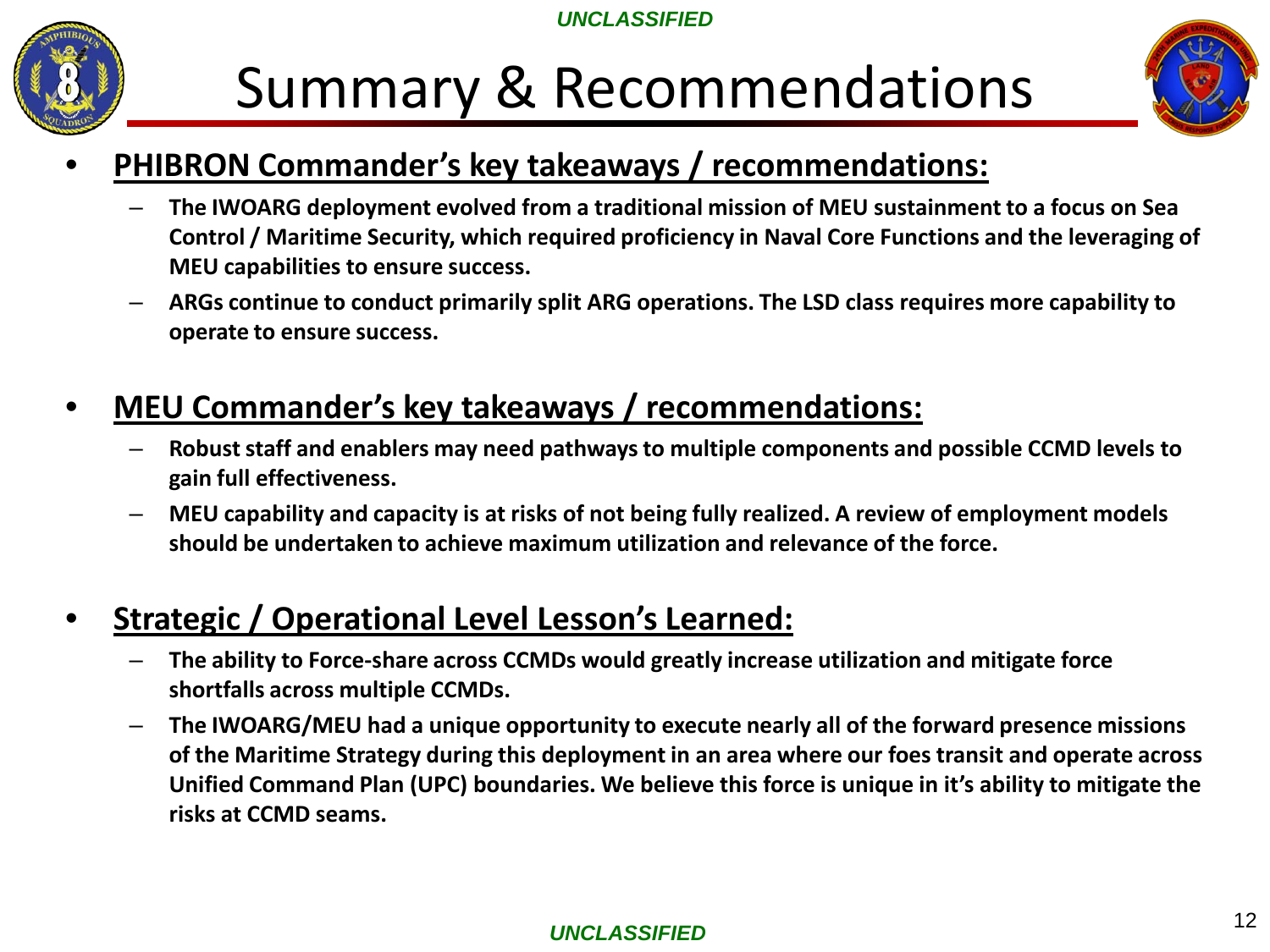# Summary & Recommendations

- **PHIBRON Commander's key takeaways / recommendations:**
  - **The IWOARG deployment evolved from a traditional mission of MEU sustainment to a focus on Sea Control / Maritime Security, which required proficiency in Naval Core Functions and the leveraging of MEU capabilities to ensure success.**
  - **ARGs continue to conduct primarily split ARG operations. The LSD class requires more capability to operate to ensure success.**

- **MEU Commander's key takeaways / recommendations:**
  - **Robust staff and enablers may need pathways to multiple components and possible CCMD levels to gain full effectiveness.**
  - **MEU capability and capacity is at risks of not being fully realized. A review of employment models should be undertaken to achieve maximum utilization and relevance of the force.**

- **Strategic / Operational Level Lesson's Learned:**
  - **The ability to Force-share across CCMDs would greatly increase utilization and mitigate force shortfalls across multiple CCMDs.**
  - **The IWOARG/MEU had a unique opportunity to execute nearly all of the forward presence missions of the Maritime Strategy during this deployment in an area where our foes transit and operate across Unified Command Plan (UPC) boundaries. We believe this force is unique in it's ability to mitigate the risks at CCMD seams.**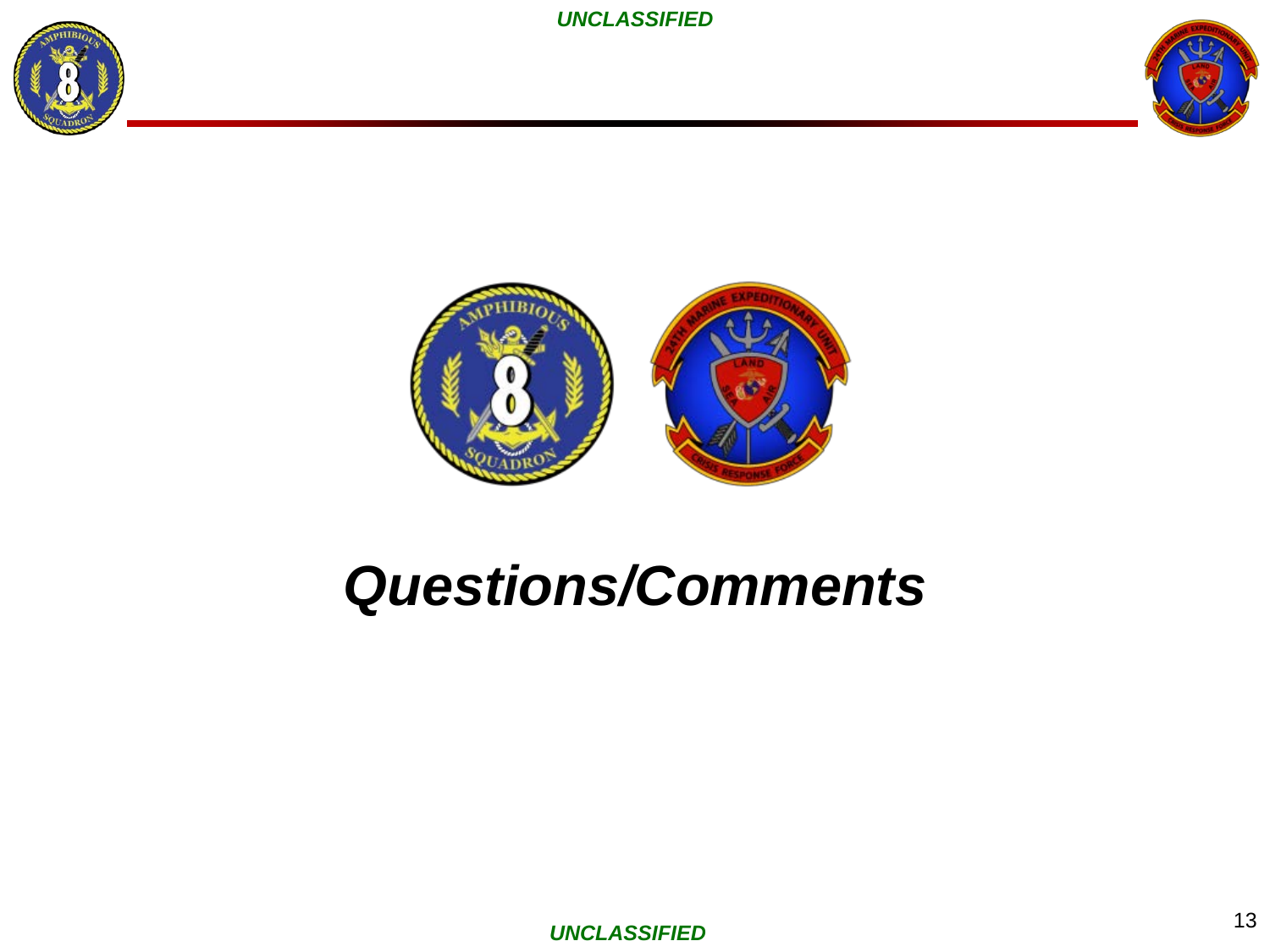# Questions/Comments